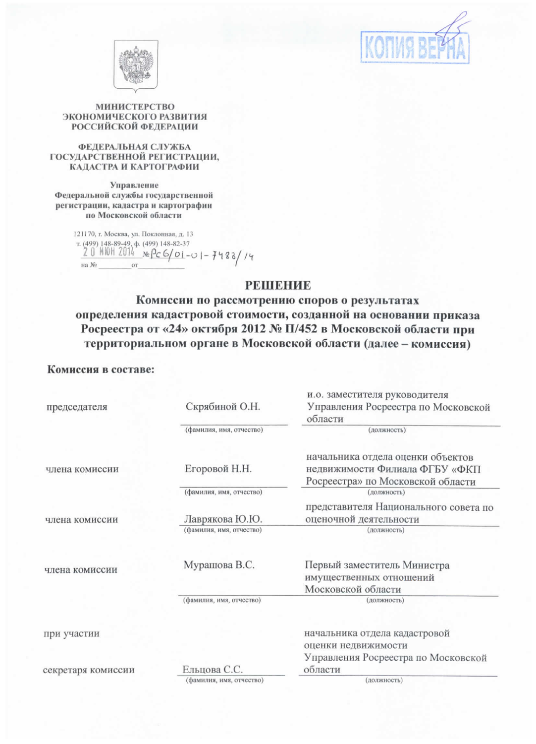КОПИЯ ВЕРНА

**МИНИСТЕРСТВО ЭКОНОМИЧЕСКОГО РАЗВИТИЯ РОССИЙСКОЙ ФЕДЕРАЦИИ**

**ФЕДЕРАЛЬНАЯ СЛУЖБА ГОСУДАРСТВЕННОЙ РЕГИСТРАЦИИ, КАДАСТРА И КАРТОГРАФИИ**

**Управление Федеральной службы государственной регистрации, кадастра и картографии по Московской области**

121170, г. Москва, ул. Поклонная, д. 13
т. (499) 148-89-49, ф. (499) 148-82-37
20 ИЮН 2014 № РС6/01-01-7488/14
на № ________ от ____________

# РЕШЕНИЕ

## Комиссии по рассмотрению споров о результатах определения кадастровой стоимости, созданной на основании приказа Росреестра от «24» октября 2012 № П/452 в Московской области при территориальном органе в Московской области (далее – комиссия)

**Комиссия в составе:**

| | | |
|---|---|---|
| председателя | Скрябиной О.Н. | и.о. заместителя руководителя Управления Росреестра по Московской области |
| | (фамилия, имя, отчество) | (должность) |
| члена комиссии | Егоровой Н.Н. | начальника отдела оценки объектов недвижимости Филиала ФГБУ «ФКП Росреестра» по Московской области |
| | (фамилия, имя, отчество) | (должность) |
| члена комиссии | Лаврякова Ю.Ю. | представителя Национального совета по оценочной деятельности |
| | (фамилия, имя, отчество) | (должность) |
| члена комиссии | Мурашова В.С. | Первый заместитель Министра имущественных отношений Московской области |
| | (фамилия, имя, отчество) | (должность) |
| при участии секретаря комиссии | Ельцова С.С. | начальника отдела кадастровой оценки недвижимости Управления Росреестра по Московской области |
| | (фамилия, имя, отчество) | (должность) |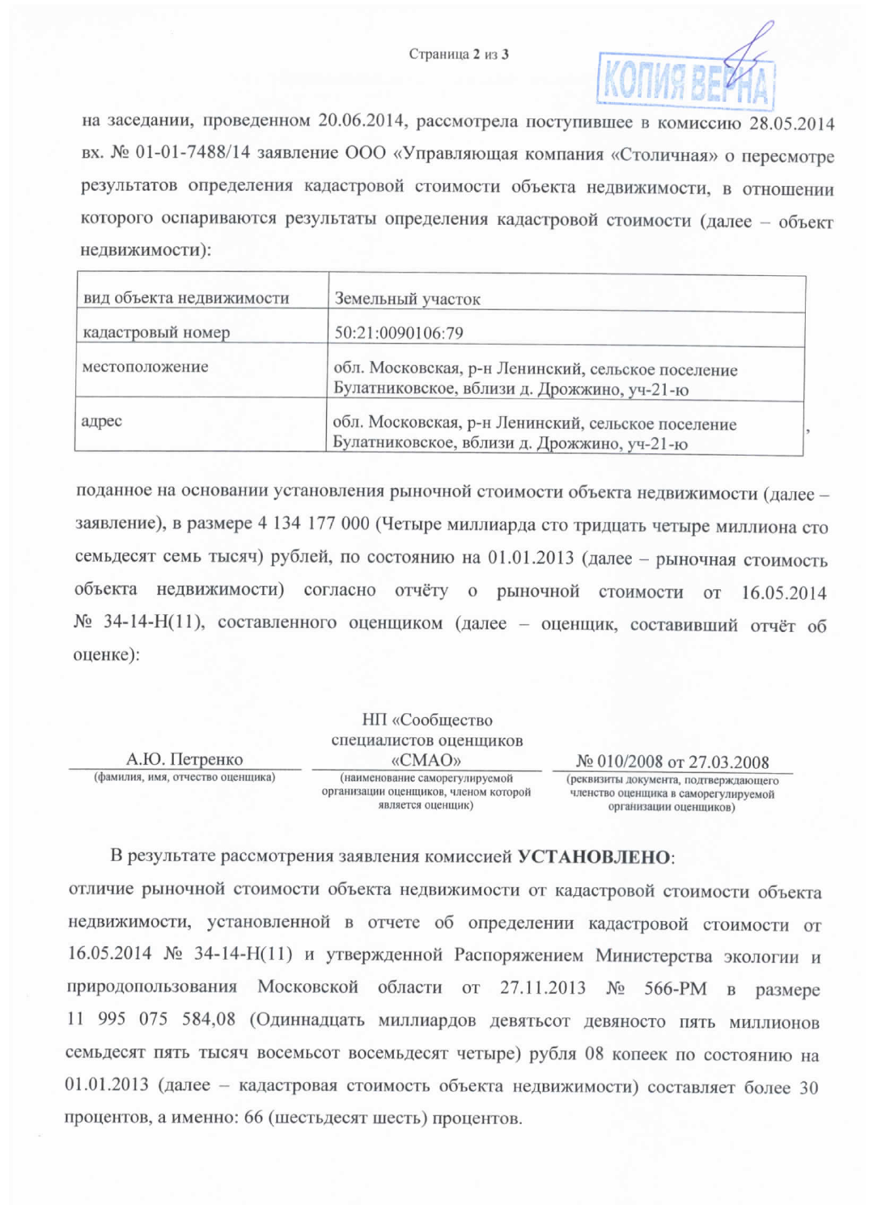КОПИЯ ВЕРНА

на заседании, проведенном 20.06.2014, рассмотрела поступившее в комиссию 28.05.2014 вх. № 01-01-7488/14 заявление ООО «Управляющая компания «Столичная» о пересмотре результатов определения кадастровой стоимости объекта недвижимости, в отношении которого оспариваются результаты определения кадастровой стоимости (далее – объект недвижимости):

| вид объекта недвижимости | Земельный участок |
|---|---|
| кадастровый номер | 50:21:0090106:79 |
| местоположение | обл. Московская, р-н Ленинский, сельское поселение Булатниковское, вблизи д. Дрожжино, уч-21-ю |
| адрес | обл. Московская, р-н Ленинский, сельское поселение Булатниковское, вблизи д. Дрожжино, уч-21-ю |

,

поданное на основании установления рыночной стоимости объекта недвижимости (далее – заявление), в размере 4 134 177 000 (Четыре миллиарда сто тридцать четыре миллиона сто семьдесят семь тысяч) рублей, по состоянию на 01.01.2013 (далее – рыночная стоимость объекта недвижимости) согласно отчёту о рыночной стоимости от 16.05.2014 № 34-14-Н(11), составленного оценщиком (далее – оценщик, составивший отчёт об оценке):

| А.Ю. Петренко | НП «Сообщество специалистов оценщиков «СМАО» | № 010/2008 от 27.03.2008 |
|---|---|---|
| (фамилия, имя, отчество оценщика) | (наименование саморегулируемой организации оценщиков, членом которой является оценщик) | (реквизиты документа, подтверждающего членство оценщика в саморегулируемой организации оценщиков) |

В результате рассмотрения заявления комиссией **УСТАНОВЛЕНО**:

отличие рыночной стоимости объекта недвижимости от кадастровой стоимости объекта недвижимости, установленной в отчете об определении кадастровой стоимости от 16.05.2014 № 34-14-Н(11) и утвержденной Распоряжением Министерства экологии и природопользования Московской области от 27.11.2013 № 566-РМ в размере 11 995 075 584,08 (Одиннадцать миллиардов девятьсот девяносто пять миллионов семьдесят пять тысяч восемьсот восемьдесят четыре) рубля 08 копеек по состоянию на 01.01.2013 (далее – кадастровая стоимость объекта недвижимости) составляет более 30 процентов, а именно: 66 (шестьдесят шесть) процентов.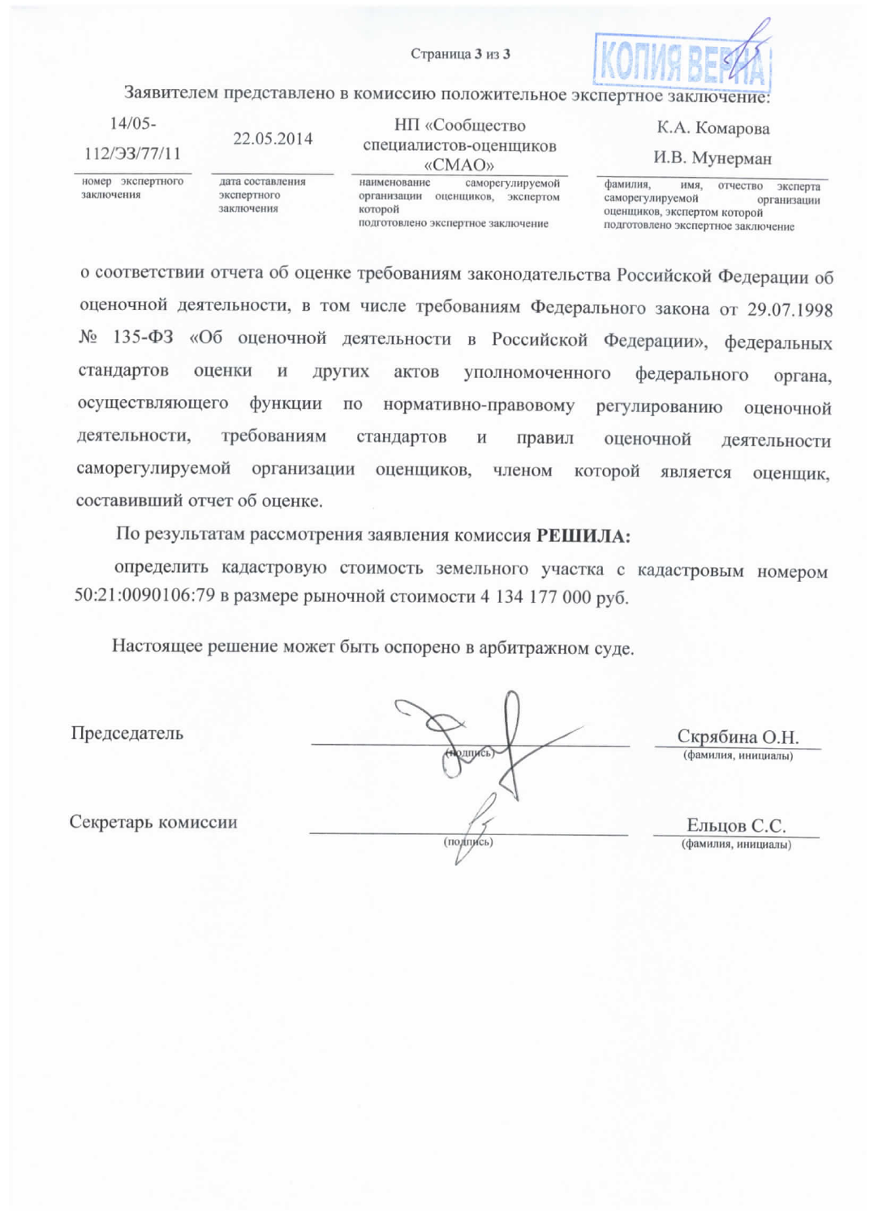Заявителем представлено в комиссию положительное экспертное заключение:

| 14/05-112/ЭЗ/77/11 | 22.05.2014 | НП «Сообщество специалистов-оценщиков «СМАО» | К.А. Комарова И.В. Мунерман |
| --- | --- | --- | --- |
| номер экспертного заключения | дата составления экспертного заключения | наименование саморегулируемой организации оценщиков, экспертом которой подготовлено экспертное заключение | фамилия, имя, отчество эксперта саморегулируемой организации оценщиков, экспертом которой подготовлено экспертное заключение |

о соответствии отчета об оценке требованиям законодательства Российской Федерации об оценочной деятельности, в том числе требованиям Федерального закона от 29.07.1998 № 135-ФЗ «Об оценочной деятельности в Российской Федерации», федеральных стандартов оценки и других актов уполномоченного федерального органа, осуществляющего функции по нормативно-правовому регулированию оценочной деятельности, требованиям стандартов и правил оценочной деятельности саморегулируемой организации оценщиков, членом которой является оценщик, составивший отчет об оценке.

По результатам рассмотрения заявления комиссия **РЕШИЛА:**

определить кадастровую стоимость земельного участка с кадастровым номером 50:21:0090106:79 в размере рыночной стоимости 4 134 177 000 руб.

Настоящее решение может быть оспорено в арбитражном суде.

Председатель _____________ (подпись) Скрябина О.Н. (фамилия, инициалы)

Секретарь комиссии _____________ (подпись) Ельцов С.С. (фамилия, инициалы)

КОПИЯ ВЕРНА